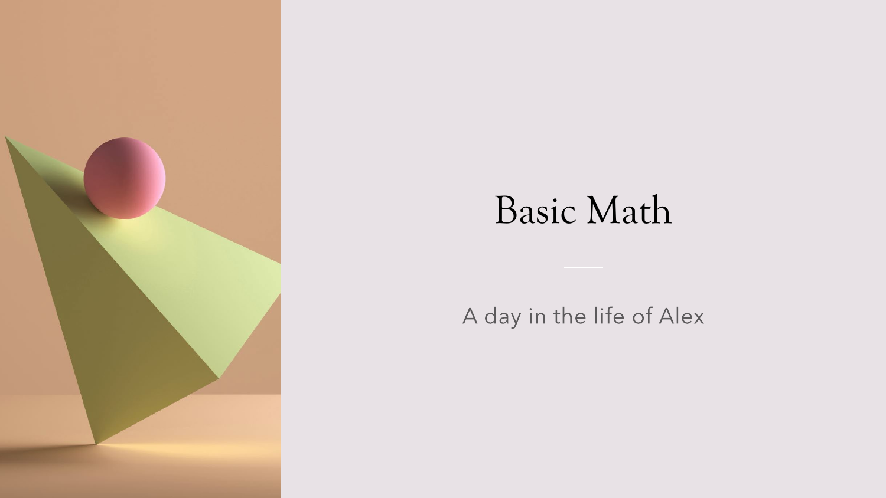# Basic Math

A day in the life of Alex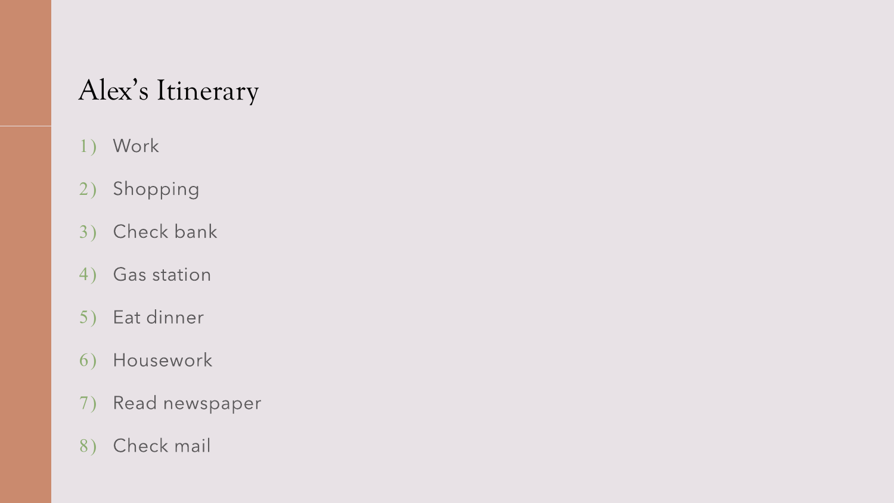# Alex's Itinerary

1) Work
2) Shopping
3) Check bank
4) Gas station
5) Eat dinner
6) Housework
7) Read newspaper
8) Check mail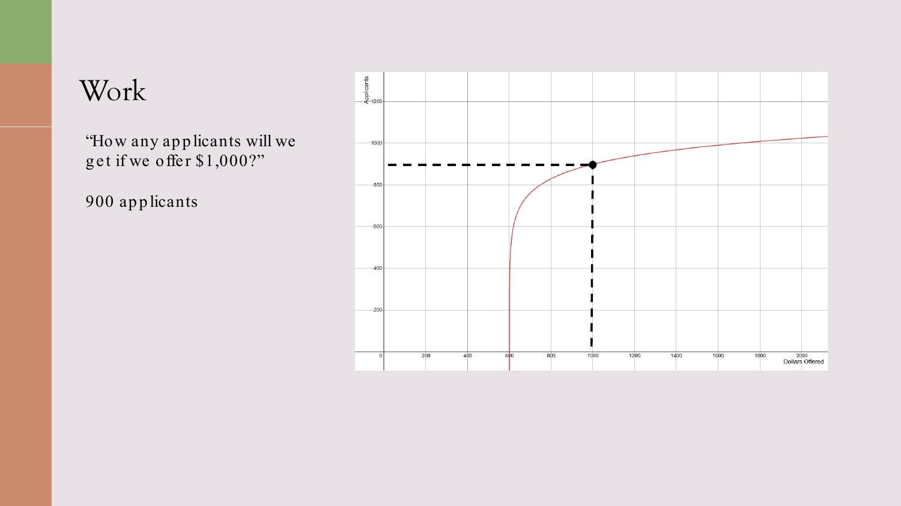# Work

"How any applicants will we get if we offer $1,000?"

900 applicants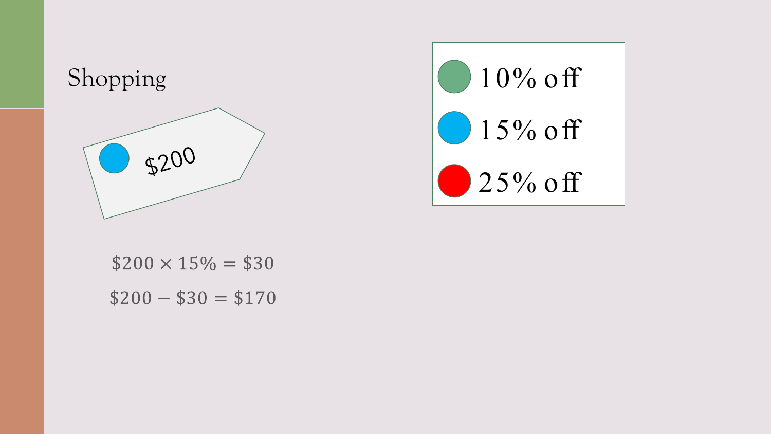# Shopping

$200

- 10% off
- 15% off
- 25% off

$$\$200 \times 15\% = \$30$$

$$\$200 - \$30 = \$170$$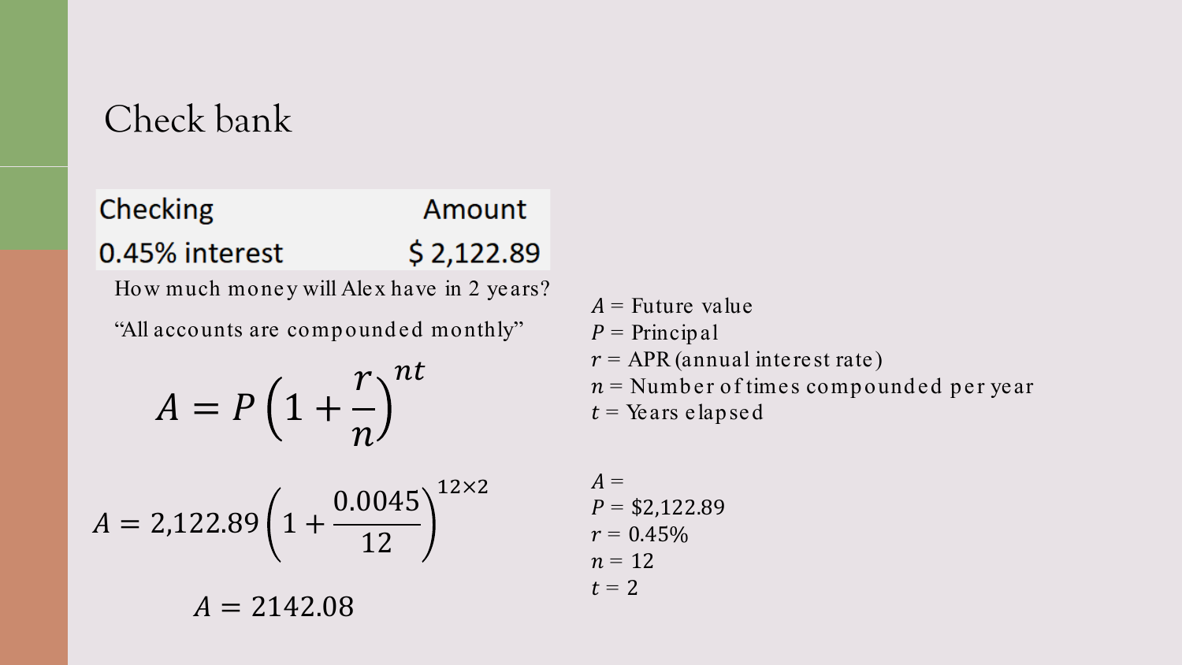# Check bank

| Checking | Amount |
| --- | --- |
| 0.45% interest | $ 2,122.89 |

How much money will Alex have in 2 years?

"All accounts are compounded monthly"

$$A = P\left(1 + \frac{r}{n}\right)^{nt}$$

$A$ = Future value
$P$ = Principal
$r$ = APR (annual interest rate)
$n$ = Number of times compounded per year
$t$ = Years elapsed

$$A = 2{,}122.89\left(1 + \frac{0.0045}{12}\right)^{12\times2}$$

$$A = 2142.08$$

$A$ =
$P$ = $2,122.89
$r$ = 0.45%
$n$ = 12
$t$ = 2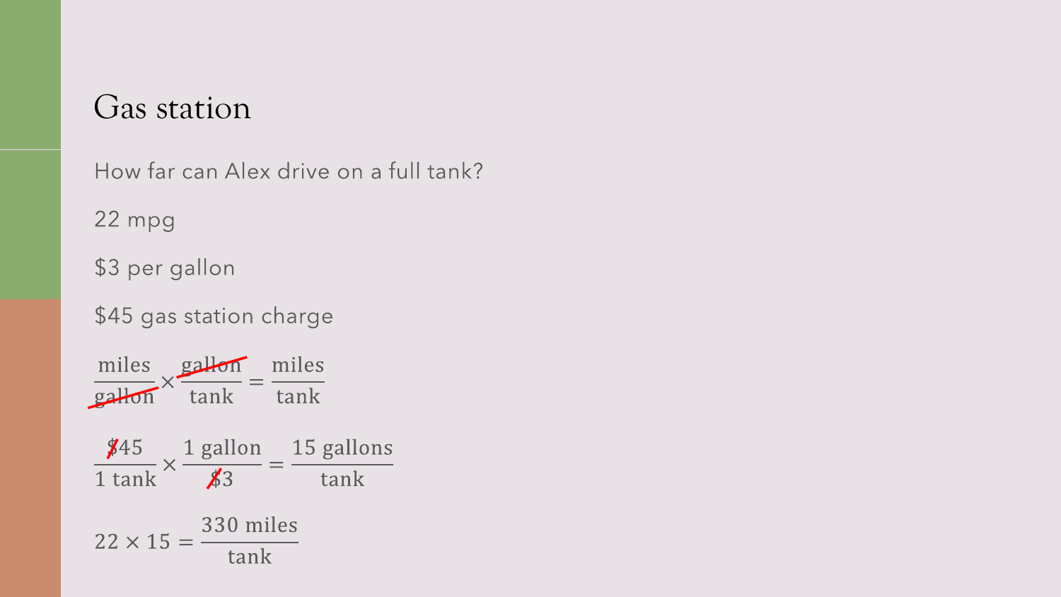# Gas station

How far can Alex drive on a full tank?

22 mpg

$3 per gallon

$45 gas station charge

$$\frac{\text{miles}}{\cancel{\text{gallon}}} \times \frac{\cancel{\text{gallon}}}{\text{tank}} = \frac{\text{miles}}{\text{tank}}$$

$$\frac{\cancel{\$}45}{1\text{ tank}} \times \frac{1\text{ gallon}}{\cancel{\$}3} = \frac{15\text{ gallons}}{\text{tank}}$$

$$22 \times 15 = \frac{330\text{ miles}}{\text{tank}}$$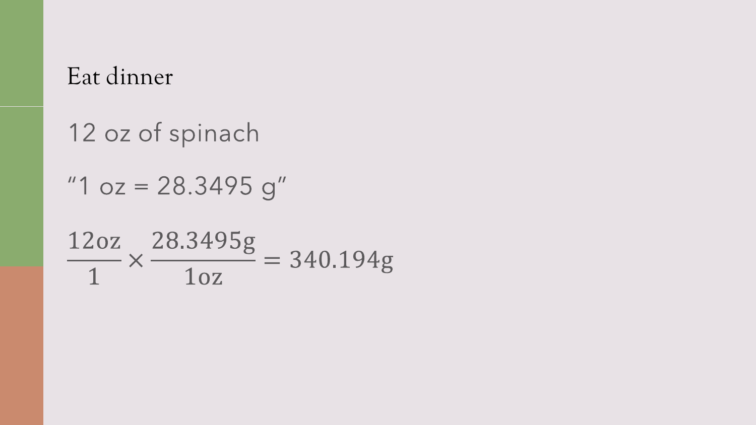# Eat dinner

12 oz of spinach

“1 oz = 28.3495 g”

$$\frac{12\text{oz}}{1} \times \frac{28.3495\text{g}}{1\text{oz}} = 340.194\text{g}$$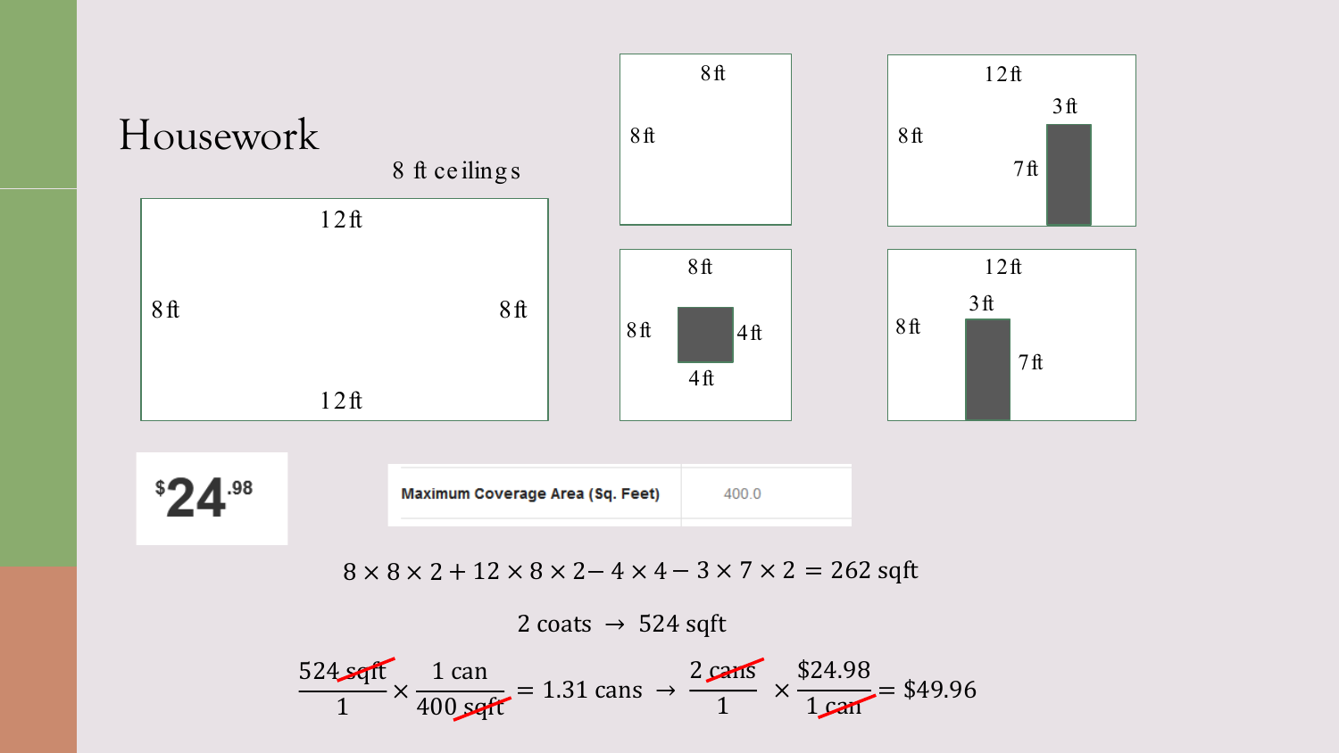# Housework

8 ft ceilings

12 ft, 8 ft, 8 ft, 12 ft

8 ft, 8 ft

8 ft, 8 ft, 4 ft, 4 ft

12 ft, 8 ft, 3 ft, 7 ft

12 ft, 8 ft, 3 ft, 7 ft

$24.98

| Maximum Coverage Area (Sq. Feet) | 400.0 |
| --- | --- |

$$8 \times 8 \times 2 + 12 \times 8 \times 2 - 4 \times 4 - 3 \times 7 \times 2 = 262 \text{ sqft}$$

$$2 \text{ coats} \rightarrow 524 \text{ sqft}$$

$$\frac{524 \text{ sqft}}{1} \times \frac{1 \text{ can}}{400 \text{ sqft}} = 1.31 \text{ cans} \rightarrow \frac{2 \text{ cans}}{1} \times \frac{\$24.98}{1 \text{ can}} = \$49.96$$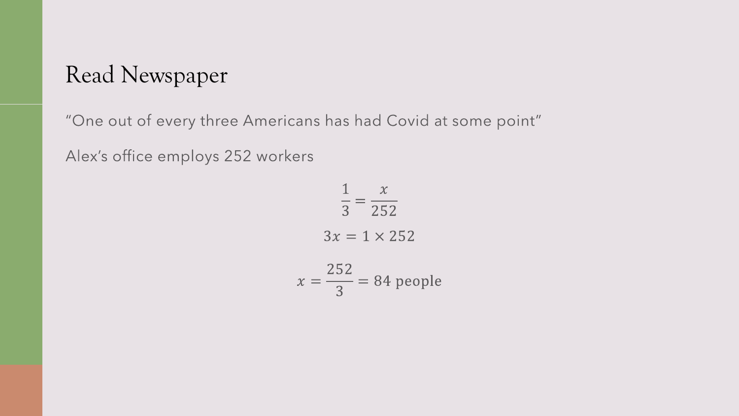# Read Newspaper

"One out of every three Americans has had Covid at some point"

Alex's office employs 252 workers

$$\frac{1}{3} = \frac{x}{252}$$

$$3x = 1 \times 252$$

$$x = \frac{252}{3} = 84 \text{ people}$$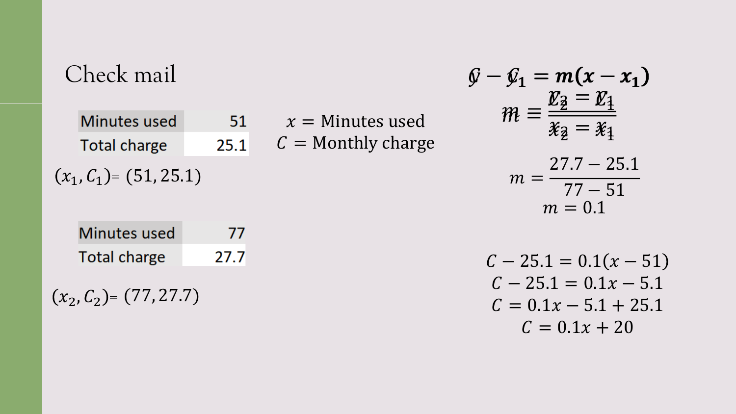# Check mail

| | |
|---|---|
| Minutes used | 51 |
| Total charge | 25.1 |

$(x_1, C_1) = (51, 25.1)$

| | |
|---|---|
| Minutes used | 77 |
| Total charge | 27.7 |

$(x_2, C_2) = (77, 27.7)$

$x$ = Minutes used

$C$ = Monthly charge

$$C - C_1 = m(x - x_1)$$

$$m = \frac{C_2 - C_1}{x_2 - x_1}$$

$$m = \frac{27.7 - 25.1}{77 - 51}$$

$$m = 0.1$$

$$C - 25.1 = 0.1(x - 51)$$

$$C - 25.1 = 0.1x - 5.1$$

$$C = 0.1x - 5.1 + 25.1$$

$$C = 0.1x + 20$$